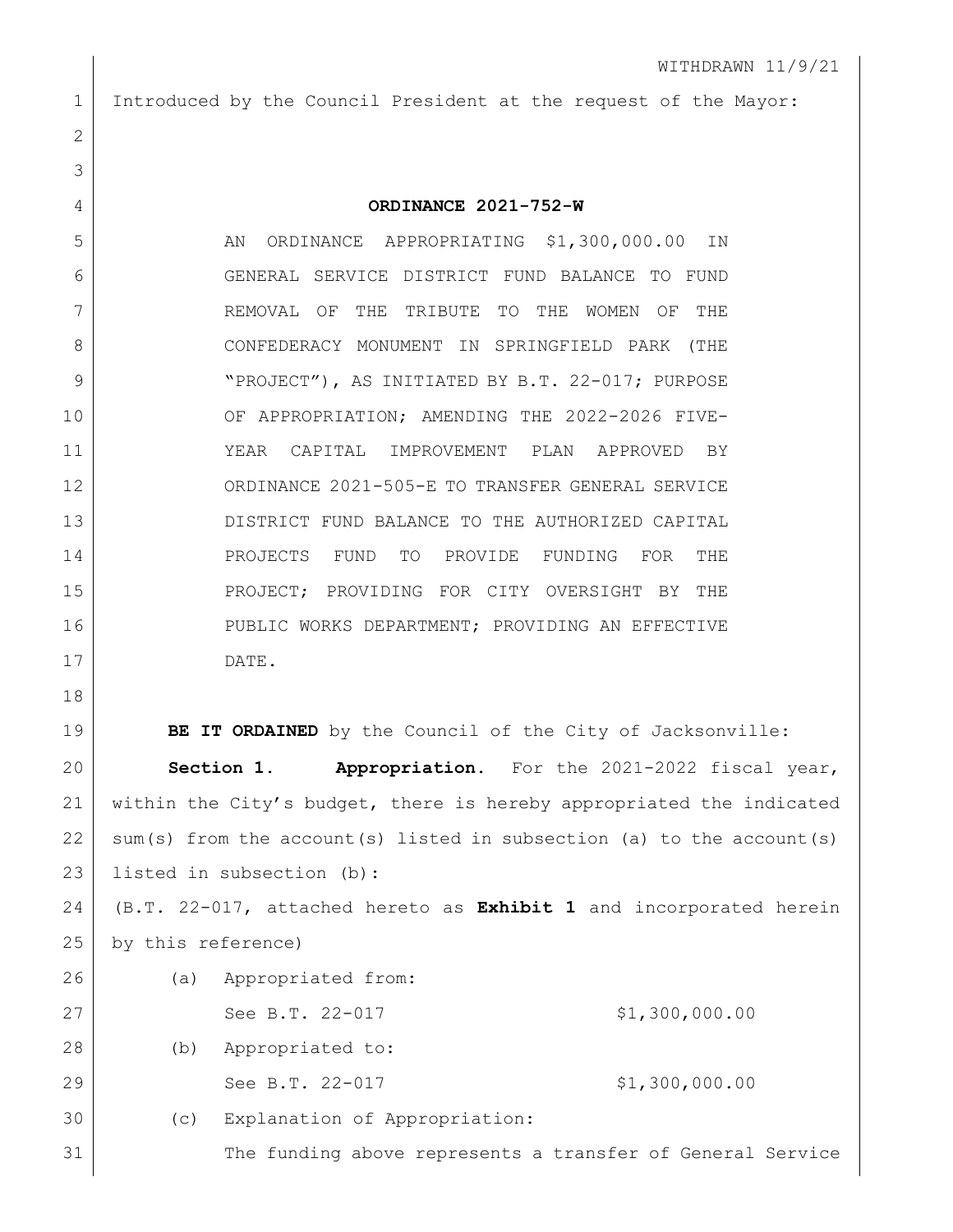WITHDRAWN 11/9/21

Introduced by the Council President at the request of the Mayor:

# ORDINANCE 2021-752-W

AN ORDINANCE APPROPRIATING $1,300,000.00 IN GENERAL SERVICE DISTRICT FUND BALANCE TO FUND REMOVAL OF THE TRIBUTE TO THE WOMEN OF THE CONFEDERACY MONUMENT IN SPRINGFIELD PARK (THE "PROJECT"), AS INITIATED BY B.T. 22-017; PURPOSE OF APPROPRIATION; AMENDING THE 2022-2026 FIVE-YEAR CAPITAL IMPROVEMENT PLAN APPROVED BY ORDINANCE 2021-505-E TO TRANSFER GENERAL SERVICE DISTRICT FUND BALANCE TO THE AUTHORIZED CAPITAL PROJECTS FUND TO PROVIDE FUNDING FOR THE PROJECT; PROVIDING FOR CITY OVERSIGHT BY THE PUBLIC WORKS DEPARTMENT; PROVIDING AN EFFECTIVE DATE.

**BE IT ORDAINED** by the Council of the City of Jacksonville:

**Section 1. Appropriation.** For the 2021-2022 fiscal year, within the City's budget, there is hereby appropriated the indicated sum(s) from the account(s) listed in subsection (a) to the account(s) listed in subsection (b):

(B.T. 22-017, attached hereto as **Exhibit 1** and incorporated herein by this reference)

(a) Appropriated from:

See B.T. 22-017 $1,300,000.00

(b) Appropriated to:

See B.T. 22-017 $1,300,000.00

(c) Explanation of Appropriation:

The funding above represents a transfer of General Service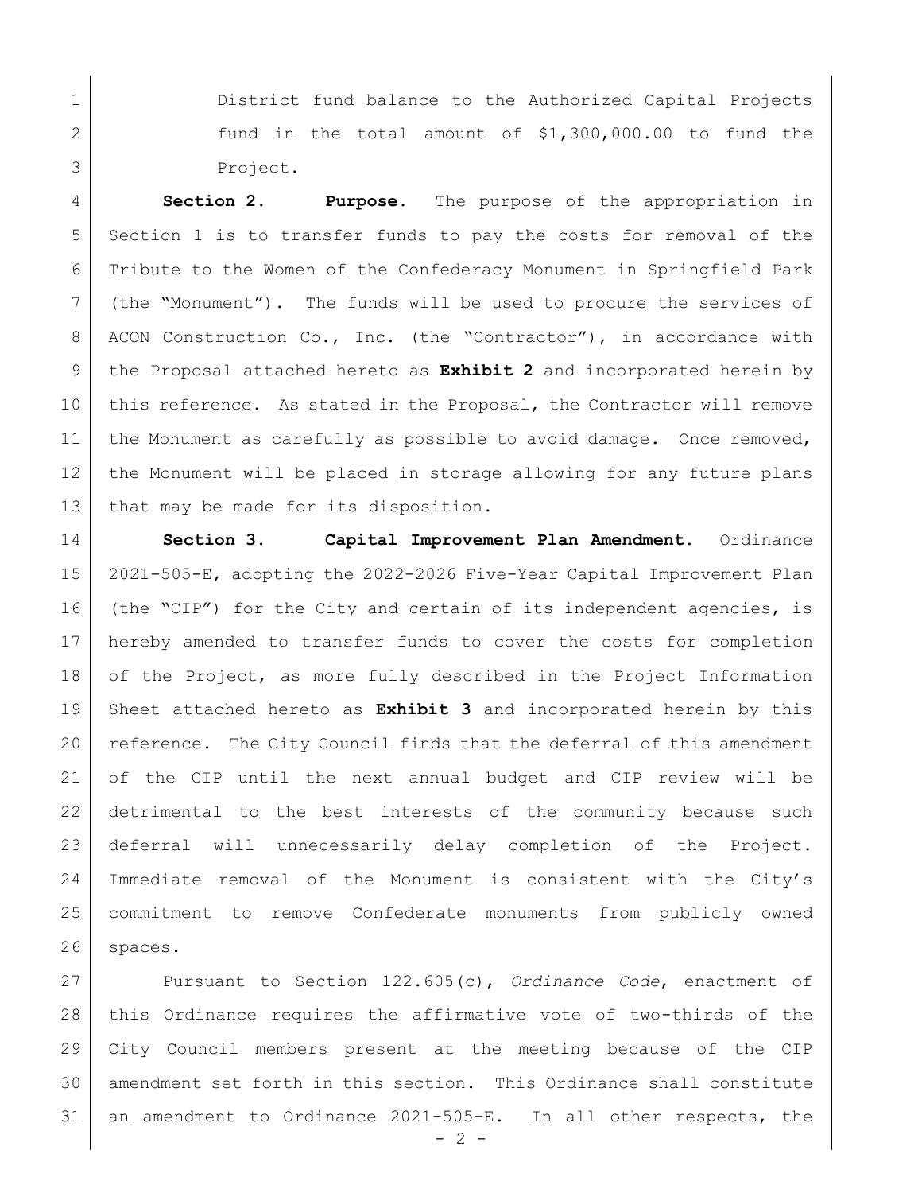District fund balance to the Authorized Capital Projects fund in the total amount of $1,300,000.00 to fund the Project.

**Section 2. Purpose.** The purpose of the appropriation in Section 1 is to transfer funds to pay the costs for removal of the Tribute to the Women of the Confederacy Monument in Springfield Park (the "Monument"). The funds will be used to procure the services of ACON Construction Co., Inc. (the "Contractor"), in accordance with the Proposal attached hereto as **Exhibit 2** and incorporated herein by this reference. As stated in the Proposal, the Contractor will remove the Monument as carefully as possible to avoid damage. Once removed, the Monument will be placed in storage allowing for any future plans that may be made for its disposition.

**Section 3. Capital Improvement Plan Amendment.** Ordinance 2021-505-E, adopting the 2022-2026 Five-Year Capital Improvement Plan (the "CIP") for the City and certain of its independent agencies, is hereby amended to transfer funds to cover the costs for completion of the Project, as more fully described in the Project Information Sheet attached hereto as **Exhibit 3** and incorporated herein by this reference. The City Council finds that the deferral of this amendment of the CIP until the next annual budget and CIP review will be detrimental to the best interests of the community because such deferral will unnecessarily delay completion of the Project. Immediate removal of the Monument is consistent with the City's commitment to remove Confederate monuments from publicly owned spaces.

Pursuant to Section 122.605(c), *Ordinance Code*, enactment of this Ordinance requires the affirmative vote of two-thirds of the City Council members present at the meeting because of the CIP amendment set forth in this section. This Ordinance shall constitute an amendment to Ordinance 2021-505-E. In all other respects, the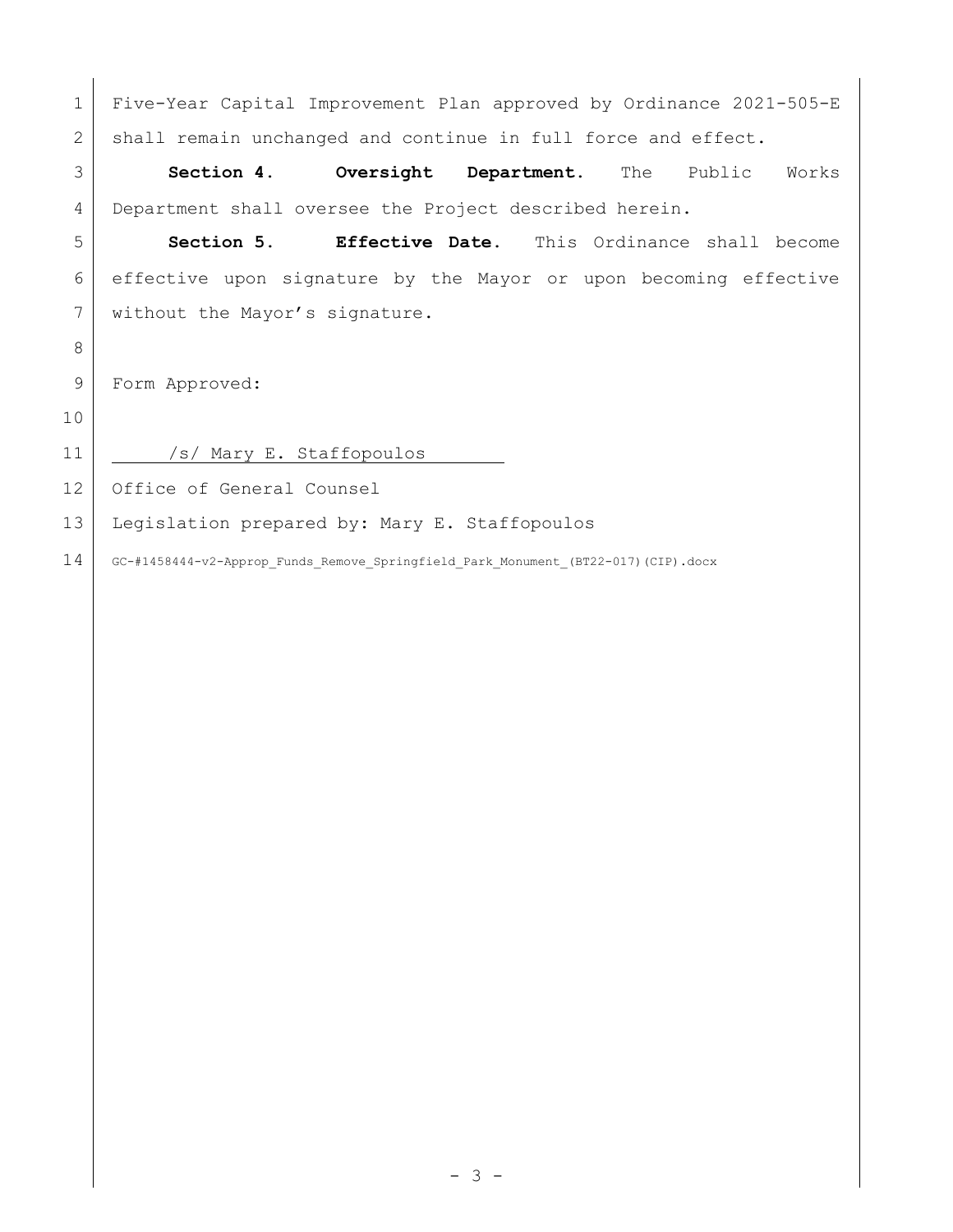Five-Year Capital Improvement Plan approved by Ordinance 2021-505-E shall remain unchanged and continue in full force and effect.

**Section 4. Oversight Department.** The Public Works Department shall oversee the Project described herein.

**Section 5. Effective Date.** This Ordinance shall become effective upon signature by the Mayor or upon becoming effective without the Mayor's signature.

Form Approved:

/s/ Mary E. Staffopoulos

Office of General Counsel

Legislation prepared by: Mary E. Staffopoulos

GC-#1458444-v2-Approp_Funds_Remove_Springfield_Park_Monument_(BT22-017)(CIP).docx